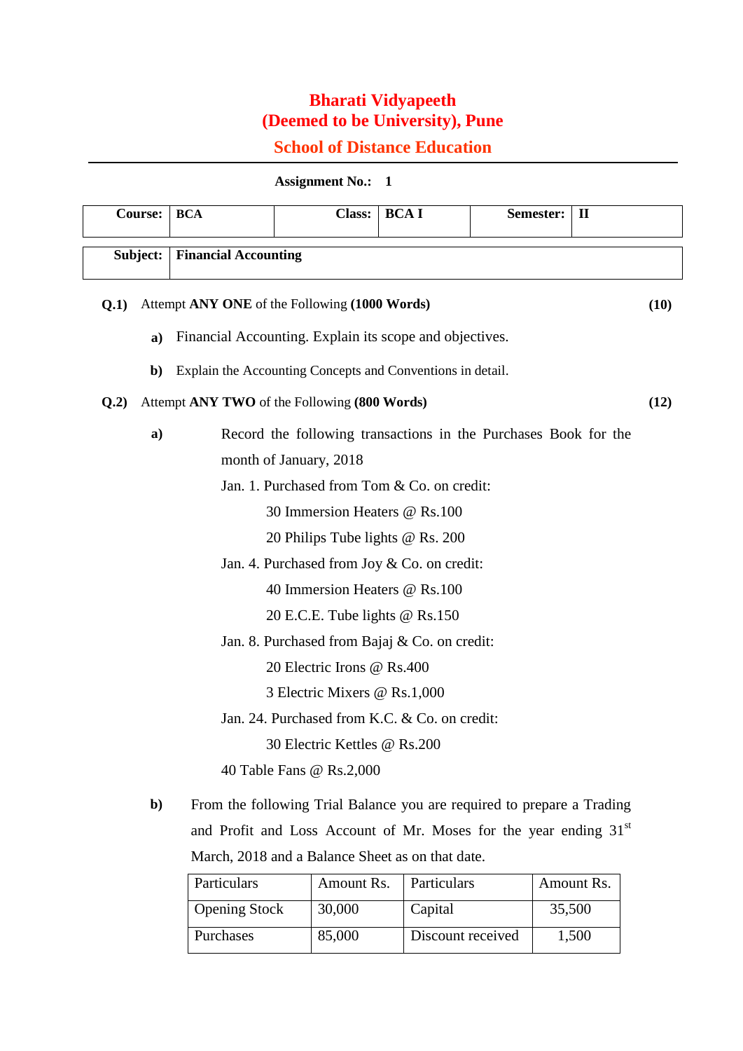# Bharati Vidyapeeth
# (Deemed to be University), Pune
## School of Distance Education

**Assignment No.: 1**

| Course: | BCA | Class: | BCA I | Semester: | II |
|---|---|---|---|---|---|

| Subject: | Financial Accounting |
|---|---|

**Q.1)** Attempt **ANY ONE** of the Following **(1000 Words)** **(10)**

**a)** Financial Accounting. Explain its scope and objectives.

**b)** Explain the Accounting Concepts and Conventions in detail.

**Q.2)** Attempt **ANY TWO** of the Following **(800 Words)** **(12)**

**a)** Record the following transactions in the Purchases Book for the month of January, 2018

Jan. 1. Purchased from Tom & Co. on credit:

30 Immersion Heaters @ Rs.100

20 Philips Tube lights @ Rs. 200

Jan. 4. Purchased from Joy & Co. on credit:

40 Immersion Heaters @ Rs.100

20 E.C.E. Tube lights @ Rs.150

Jan. 8. Purchased from Bajaj & Co. on credit:

20 Electric Irons @ Rs.400

3 Electric Mixers @ Rs.1,000

Jan. 24. Purchased from K.C. & Co. on credit:

30 Electric Kettles @ Rs.200

40 Table Fans @ Rs.2,000

**b)** From the following Trial Balance you are required to prepare a Trading and Profit and Loss Account of Mr. Moses for the year ending 31st March, 2018 and a Balance Sheet as on that date.

| Particulars | Amount Rs. | Particulars | Amount Rs. |
|---|---|---|---|
| Opening Stock | 30,000 | Capital | 35,500 |
| Purchases | 85,000 | Discount received | 1,500 |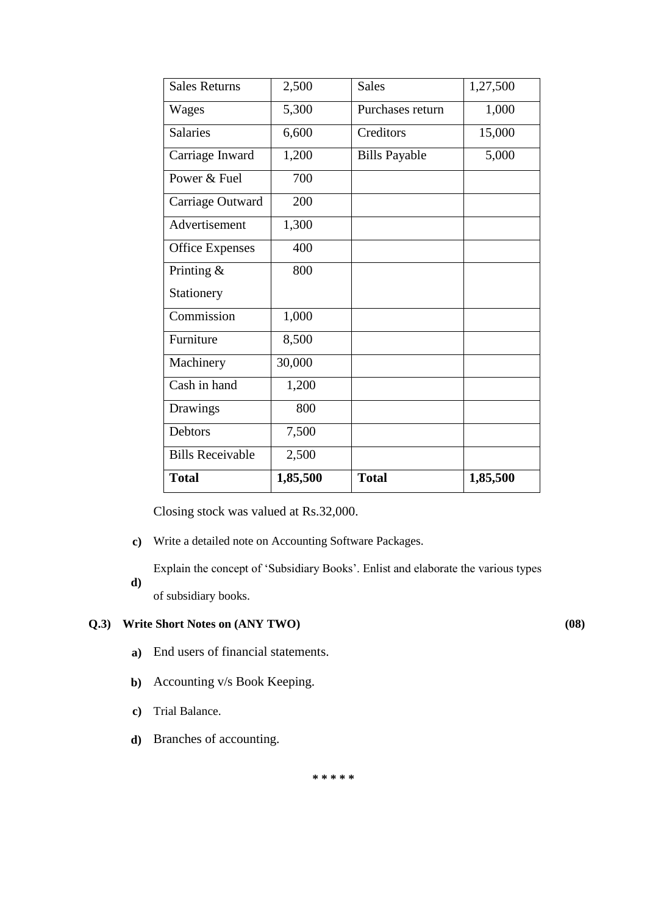| | | | |
|---|---|---|---|
| Sales Returns | 2,500 | Sales | 1,27,500 |
| Wages | 5,300 | Purchases return | 1,000 |
| Salaries | 6,600 | Creditors | 15,000 |
| Carriage Inward | 1,200 | Bills Payable | 5,000 |
| Power & Fuel | 700 | | |
| Carriage Outward | 200 | | |
| Advertisement | 1,300 | | |
| Office Expenses | 400 | | |
| Printing & Stationery | 800 | | |
| Commission | 1,000 | | |
| Furniture | 8,500 | | |
| Machinery | 30,000 | | |
| Cash in hand | 1,200 | | |
| Drawings | 800 | | |
| Debtors | 7,500 | | |
| Bills Receivable | 2,500 | | |
| **Total** | **1,85,500** | **Total** | **1,85,500** |

Closing stock was valued at Rs.32,000.

**c)** Write a detailed note on Accounting Software Packages.

**d)** Explain the concept of 'Subsidiary Books'. Enlist and elaborate the various types of subsidiary books.

**Q.3) Write Short Notes on (ANY TWO)** **(08)**

**a)** End users of financial statements.

**b)** Accounting v/s Book Keeping.

**c)** Trial Balance.

**d)** Branches of accounting.

\* \* \* \* \*